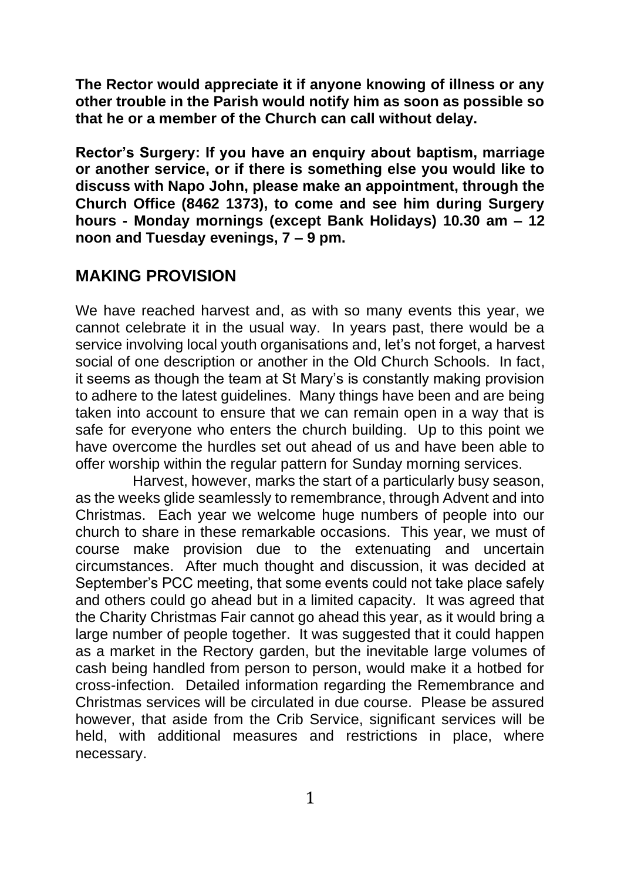**The Rector would appreciate it if anyone knowing of illness or any other trouble in the Parish would notify him as soon as possible so that he or a member of the Church can call without delay.**

**Rector's Surgery: If you have an enquiry about baptism, marriage or another service, or if there is something else you would like to discuss with Napo John, please make an appointment, through the Church Office (8462 1373), to come and see him during Surgery hours - Monday mornings (except Bank Holidays) 10.30 am – 12 noon and Tuesday evenings, 7 – 9 pm.**

## MAKING PROVISION

We have reached harvest and, as with so many events this year, we cannot celebrate it in the usual way. In years past, there would be a service involving local youth organisations and, let's not forget, a harvest social of one description or another in the Old Church Schools. In fact, it seems as though the team at St Mary's is constantly making provision to adhere to the latest guidelines. Many things have been and are being taken into account to ensure that we can remain open in a way that is safe for everyone who enters the church building. Up to this point we have overcome the hurdles set out ahead of us and have been able to offer worship within the regular pattern for Sunday morning services.

Harvest, however, marks the start of a particularly busy season, as the weeks glide seamlessly to remembrance, through Advent and into Christmas. Each year we welcome huge numbers of people into our church to share in these remarkable occasions. This year, we must of course make provision due to the extenuating and uncertain circumstances. After much thought and discussion, it was decided at September's PCC meeting, that some events could not take place safely and others could go ahead but in a limited capacity. It was agreed that the Charity Christmas Fair cannot go ahead this year, as it would bring a large number of people together. It was suggested that it could happen as a market in the Rectory garden, but the inevitable large volumes of cash being handled from person to person, would make it a hotbed for cross-infection. Detailed information regarding the Remembrance and Christmas services will be circulated in due course. Please be assured however, that aside from the Crib Service, significant services will be held, with additional measures and restrictions in place, where necessary.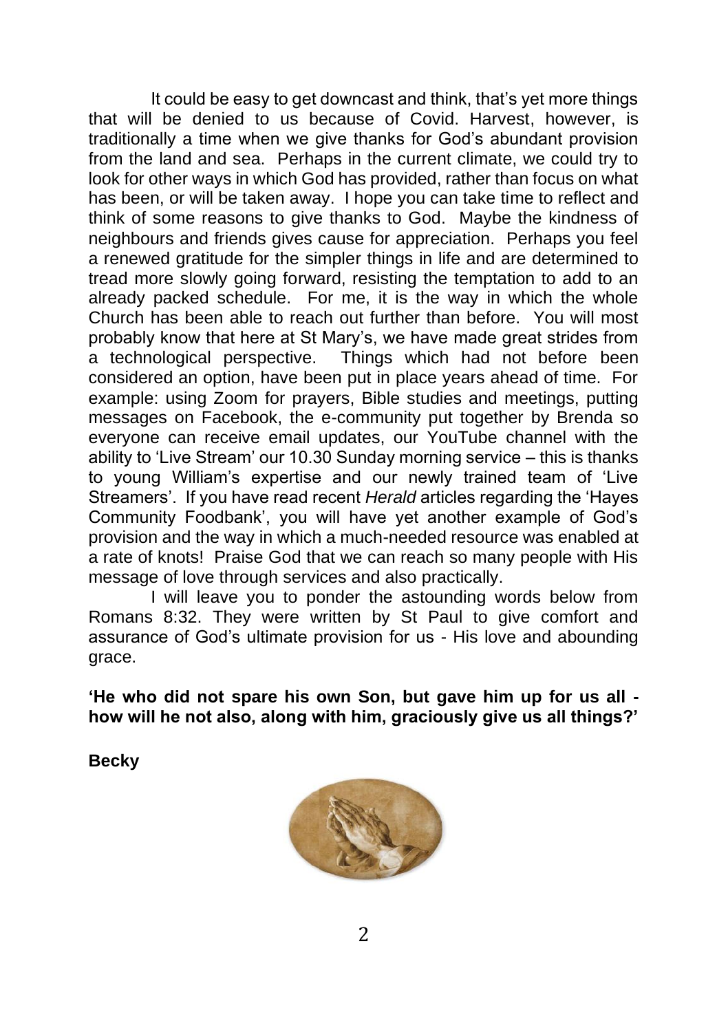It could be easy to get downcast and think, that's yet more things that will be denied to us because of Covid. Harvest, however, is traditionally a time when we give thanks for God's abundant provision from the land and sea. Perhaps in the current climate, we could try to look for other ways in which God has provided, rather than focus on what has been, or will be taken away. I hope you can take time to reflect and think of some reasons to give thanks to God. Maybe the kindness of neighbours and friends gives cause for appreciation. Perhaps you feel a renewed gratitude for the simpler things in life and are determined to tread more slowly going forward, resisting the temptation to add to an already packed schedule. For me, it is the way in which the whole Church has been able to reach out further than before. You will most probably know that here at St Mary's, we have made great strides from a technological perspective. Things which had not before been considered an option, have been put in place years ahead of time. For example: using Zoom for prayers, Bible studies and meetings, putting messages on Facebook, the e-community put together by Brenda so everyone can receive email updates, our YouTube channel with the ability to 'Live Stream' our 10.30 Sunday morning service – this is thanks to young William's expertise and our newly trained team of 'Live Streamers'. If you have read recent *Herald* articles regarding the 'Hayes Community Foodbank', you will have yet another example of God's provision and the way in which a much-needed resource was enabled at a rate of knots! Praise God that we can reach so many people with His message of love through services and also practically.

I will leave you to ponder the astounding words below from Romans 8:32. They were written by St Paul to give comfort and assurance of God's ultimate provision for us - His love and abounding grace.

**'He who did not spare his own Son, but gave him up for us all - how will he not also, along with him, graciously give us all things?'**

**Becky**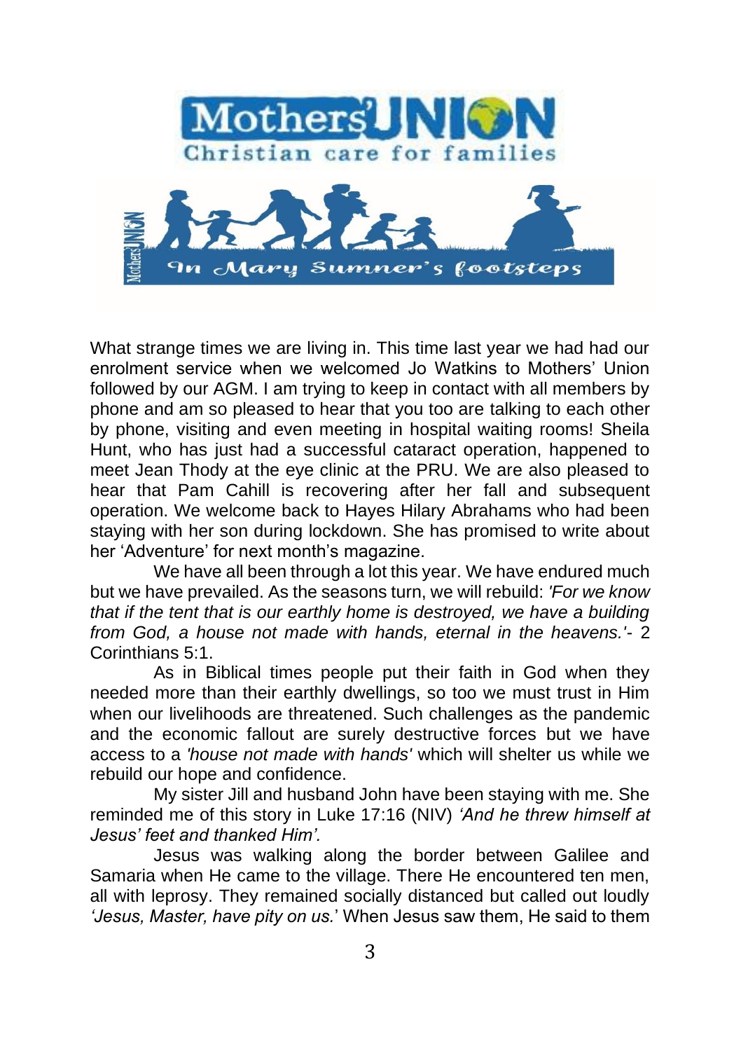Mothers' UNION

Christian care for families

In Mary Sumner's footsteps

What strange times we are living in. This time last year we had had our enrolment service when we welcomed Jo Watkins to Mothers' Union followed by our AGM. I am trying to keep in contact with all members by phone and am so pleased to hear that you too are talking to each other by phone, visiting and even meeting in hospital waiting rooms! Sheila Hunt, who has just had a successful cataract operation, happened to meet Jean Thody at the eye clinic at the PRU. We are also pleased to hear that Pam Cahill is recovering after her fall and subsequent operation. We welcome back to Hayes Hilary Abrahams who had been staying with her son during lockdown. She has promised to write about her 'Adventure' for next month's magazine.

We have all been through a lot this year. We have endured much but we have prevailed. As the seasons turn, we will rebuild: *'For we know that if the tent that is our earthly home is destroyed, we have a building from God, a house not made with hands, eternal in the heavens.'*- 2 Corinthians 5:1.

As in Biblical times people put their faith in God when they needed more than their earthly dwellings, so too we must trust in Him when our livelihoods are threatened. Such challenges as the pandemic and the economic fallout are surely destructive forces but we have access to a *'house not made with hands'* which will shelter us while we rebuild our hope and confidence.

My sister Jill and husband John have been staying with me. She reminded me of this story in Luke 17:16 (NIV) *'And he threw himself at Jesus' feet and thanked Him'.*

Jesus was walking along the border between Galilee and Samaria when He came to the village. There He encountered ten men, all with leprosy. They remained socially distanced but called out loudly *'Jesus, Master, have pity on us.'* When Jesus saw them, He said to them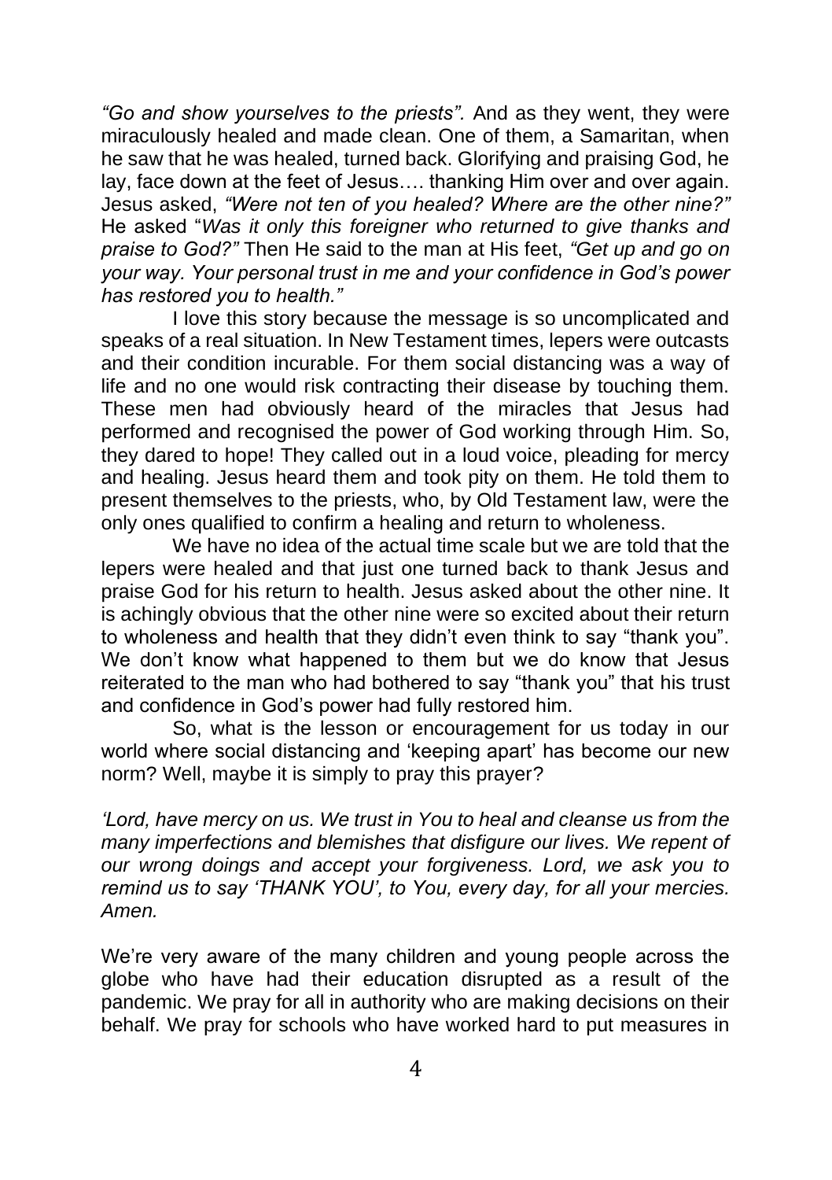*“Go and show yourselves to the priests”.* And as they went, they were miraculously healed and made clean. One of them, a Samaritan, when he saw that he was healed, turned back. Glorifying and praising God, he lay, face down at the feet of Jesus…. thanking Him over and over again. Jesus asked, *“Were not ten of you healed? Where are the other nine?”* He asked “*Was it only this foreigner who returned to give thanks and praise to God?”* Then He said to the man at His feet, *“Get up and go on your way. Your personal trust in me and your confidence in God’s power has restored you to health.”*

I love this story because the message is so uncomplicated and speaks of a real situation. In New Testament times, lepers were outcasts and their condition incurable. For them social distancing was a way of life and no one would risk contracting their disease by touching them. These men had obviously heard of the miracles that Jesus had performed and recognised the power of God working through Him. So, they dared to hope! They called out in a loud voice, pleading for mercy and healing. Jesus heard them and took pity on them. He told them to present themselves to the priests, who, by Old Testament law, were the only ones qualified to confirm a healing and return to wholeness.

We have no idea of the actual time scale but we are told that the lepers were healed and that just one turned back to thank Jesus and praise God for his return to health. Jesus asked about the other nine. It is achingly obvious that the other nine were so excited about their return to wholeness and health that they didn’t even think to say “thank you”. We don’t know what happened to them but we do know that Jesus reiterated to the man who had bothered to say “thank you” that his trust and confidence in God’s power had fully restored him.

So, what is the lesson or encouragement for us today in our world where social distancing and ‘keeping apart’ has become our new norm? Well, maybe it is simply to pray this prayer?

*‘Lord, have mercy on us. We trust in You to heal and cleanse us from the many imperfections and blemishes that disfigure our lives. We repent of our wrong doings and accept your forgiveness. Lord, we ask you to remind us to say ‘THANK YOU’, to You, every day, for all your mercies. Amen.*

We’re very aware of the many children and young people across the globe who have had their education disrupted as a result of the pandemic. We pray for all in authority who are making decisions on their behalf. We pray for schools who have worked hard to put measures in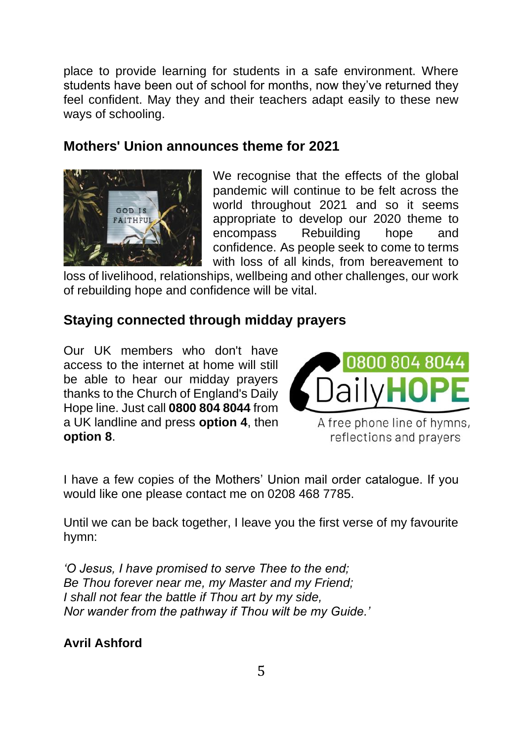place to provide learning for students in a safe environment. Where students have been out of school for months, now they've returned they feel confident. May they and their teachers adapt easily to these new ways of schooling.

## Mothers' Union announces theme for 2021

We recognise that the effects of the global pandemic will continue to be felt across the world throughout 2021 and so it seems appropriate to develop our 2020 theme to encompass Rebuilding hope and confidence. As people seek to come to terms with loss of all kinds, from bereavement to loss of livelihood, relationships, wellbeing and other challenges, our work of rebuilding hope and confidence will be vital.

## Staying connected through midday prayers

Our UK members who don't have access to the internet at home will still be able to hear our midday prayers thanks to the Church of England's Daily Hope line. Just call **0800 804 8044** from a UK landline and press **option 4**, then **option 8**.

0800 804 8044
DailyHOPE
A free phone line of hymns, reflections and prayers

I have a few copies of the Mothers' Union mail order catalogue. If you would like one please contact me on 0208 468 7785.

Until we can be back together, I leave you the first verse of my favourite hymn:

*'O Jesus, I have promised to serve Thee to the end;*
*Be Thou forever near me, my Master and my Friend;*
*I shall not fear the battle if Thou art by my side,*
*Nor wander from the pathway if Thou wilt be my Guide.'*

**Avril Ashford**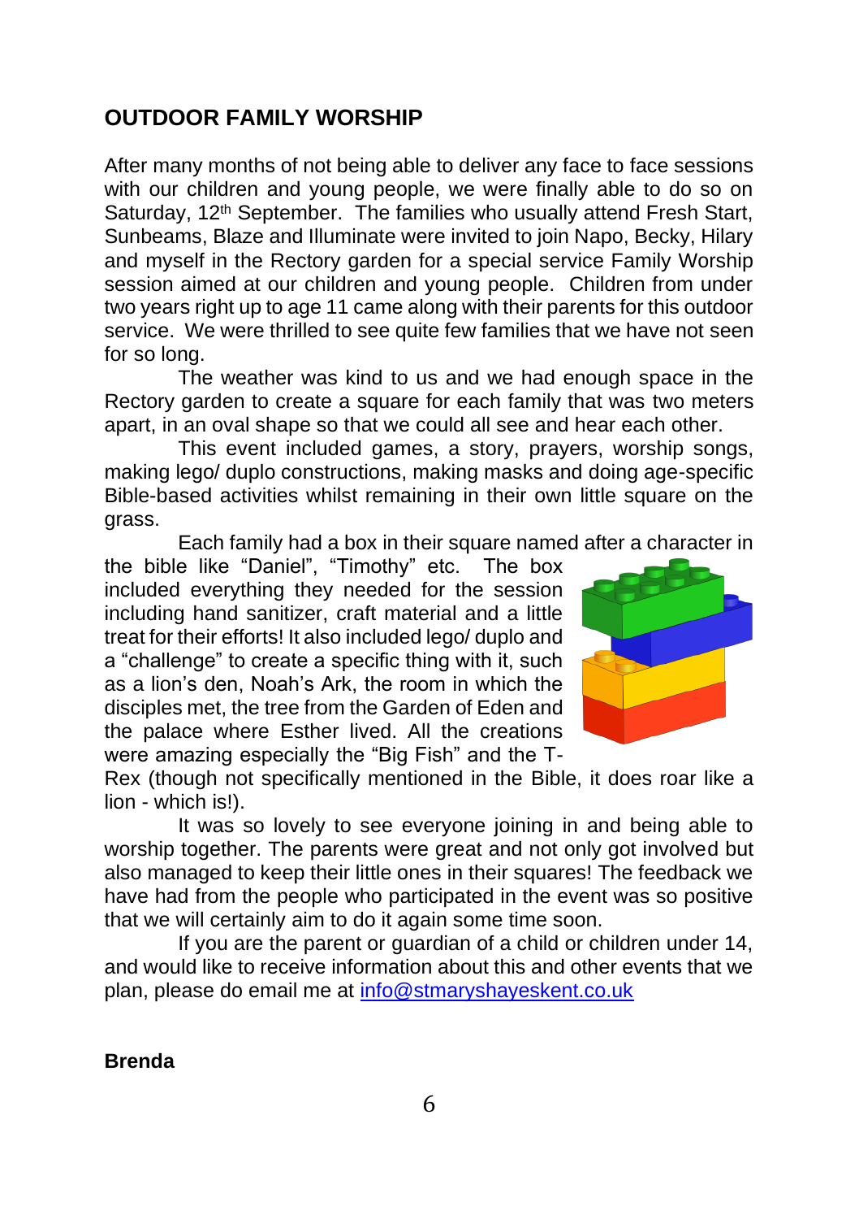## OUTDOOR FAMILY WORSHIP

After many months of not being able to deliver any face to face sessions with our children and young people, we were finally able to do so on Saturday, 12th September. The families who usually attend Fresh Start, Sunbeams, Blaze and Illuminate were invited to join Napo, Becky, Hilary and myself in the Rectory garden for a special service Family Worship session aimed at our children and young people. Children from under two years right up to age 11 came along with their parents for this outdoor service. We were thrilled to see quite few families that we have not seen for so long.

The weather was kind to us and we had enough space in the Rectory garden to create a square for each family that was two meters apart, in an oval shape so that we could all see and hear each other.

This event included games, a story, prayers, worship songs, making lego/ duplo constructions, making masks and doing age-specific Bible-based activities whilst remaining in their own little square on the grass.

Each family had a box in their square named after a character in the bible like "Daniel", "Timothy" etc. The box included everything they needed for the session including hand sanitizer, craft material and a little treat for their efforts! It also included lego/ duplo and a "challenge" to create a specific thing with it, such as a lion's den, Noah's Ark, the room in which the disciples met, the tree from the Garden of Eden and the palace where Esther lived. All the creations were amazing especially the "Big Fish" and the T-Rex (though not specifically mentioned in the Bible, it does roar like a lion - which is!).

It was so lovely to see everyone joining in and being able to worship together. The parents were great and not only got involved but also managed to keep their little ones in their squares! The feedback we have had from the people who participated in the event was so positive that we will certainly aim to do it again some time soon.

If you are the parent or guardian of a child or children under 14, and would like to receive information about this and other events that we plan, please do email me at info@stmaryshayeskent.co.uk

**Brenda**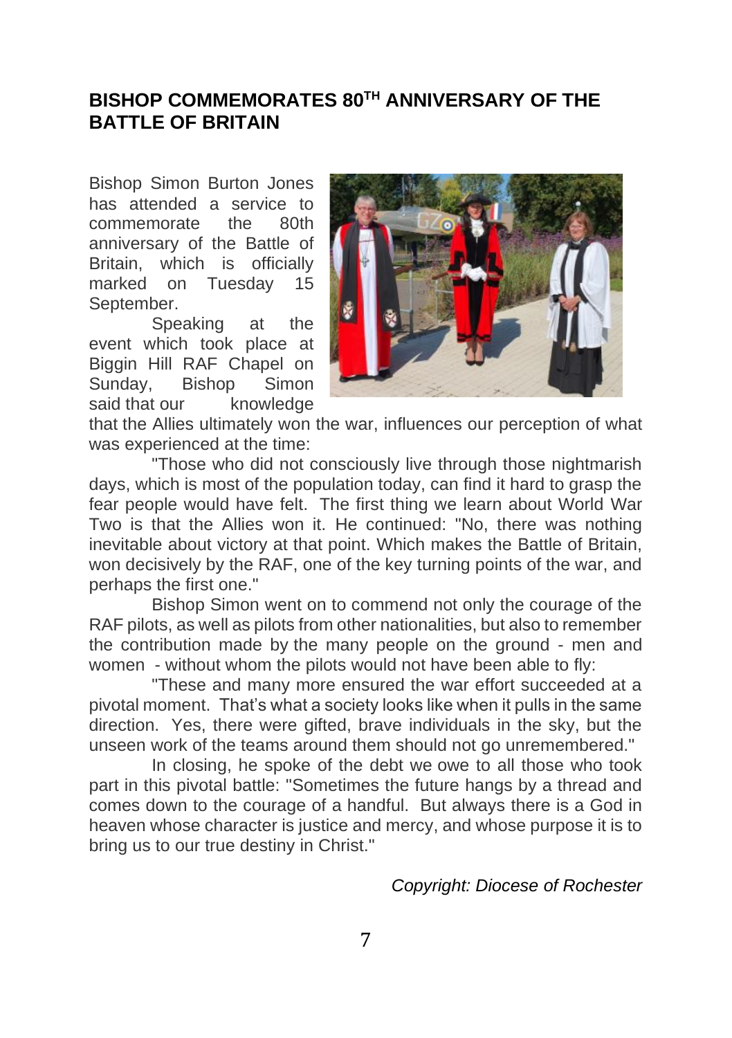## BISHOP COMMEMORATES 80TH ANNIVERSARY OF THE BATTLE OF BRITAIN

Bishop Simon Burton Jones has attended a service to commemorate the 80th anniversary of the Battle of Britain, which is officially marked on Tuesday 15 September.

Speaking at the event which took place at Biggin Hill RAF Chapel on Sunday, Bishop Simon said that our knowledge that the Allies ultimately won the war, influences our perception of what was experienced at the time:

"Those who did not consciously live through those nightmarish days, which is most of the population today, can find it hard to grasp the fear people would have felt. The first thing we learn about World War Two is that the Allies won it. He continued: "No, there was nothing inevitable about victory at that point. Which makes the Battle of Britain, won decisively by the RAF, one of the key turning points of the war, and perhaps the first one."

Bishop Simon went on to commend not only the courage of the RAF pilots, as well as pilots from other nationalities, but also to remember the contribution made by the many people on the ground - men and women - without whom the pilots would not have been able to fly:

"These and many more ensured the war effort succeeded at a pivotal moment. That's what a society looks like when it pulls in the same direction. Yes, there were gifted, brave individuals in the sky, but the unseen work of the teams around them should not go unremembered."

In closing, he spoke of the debt we owe to all those who took part in this pivotal battle: "Sometimes the future hangs by a thread and comes down to the courage of a handful. But always there is a God in heaven whose character is justice and mercy, and whose purpose it is to bring us to our true destiny in Christ."

*Copyright: Diocese of Rochester*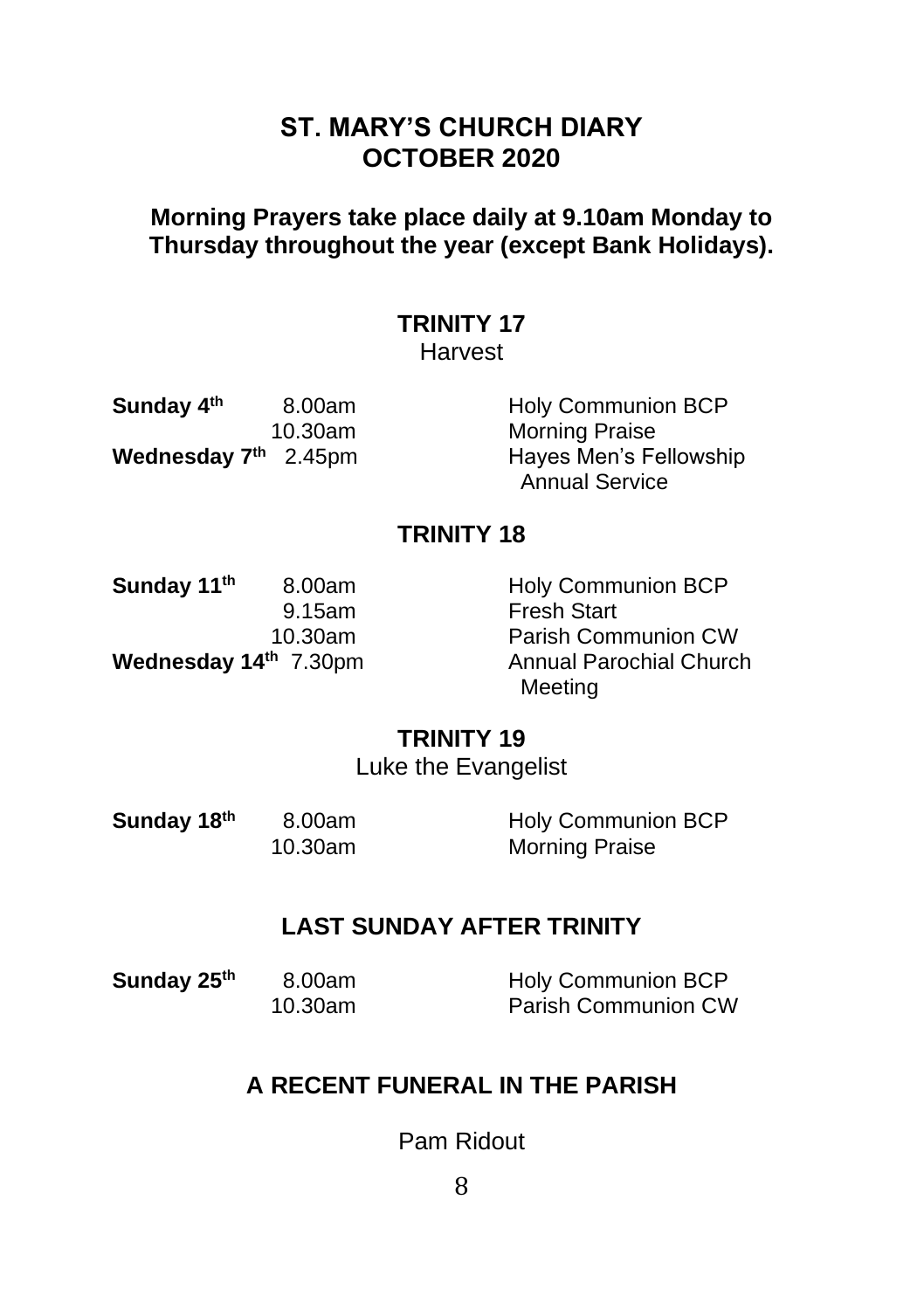# ST. MARY'S CHURCH DIARY
# OCTOBER 2020

**Morning Prayers take place daily at 9.10am Monday to Thursday throughout the year (except Bank Holidays).**

## TRINITY 17

Harvest

| | | |
|---|---|---|
| **Sunday 4th** | 8.00am | Holy Communion BCP |
| | 10.30am | Morning Praise |
| **Wednesday 7th** | 2.45pm | Hayes Men's Fellowship Annual Service |

## TRINITY 18

| | | |
|---|---|---|
| **Sunday 11th** | 8.00am | Holy Communion BCP |
| | 9.15am | Fresh Start |
| | 10.30am | Parish Communion CW |
| **Wednesday 14th** | 7.30pm | Annual Parochial Church Meeting |

## TRINITY 19

Luke the Evangelist

| | | |
|---|---|---|
| **Sunday 18th** | 8.00am | Holy Communion BCP |
| | 10.30am | Morning Praise |

## LAST SUNDAY AFTER TRINITY

| | | |
|---|---|---|
| **Sunday 25th** | 8.00am | Holy Communion BCP |
| | 10.30am | Parish Communion CW |

## A RECENT FUNERAL IN THE PARISH

Pam Ridout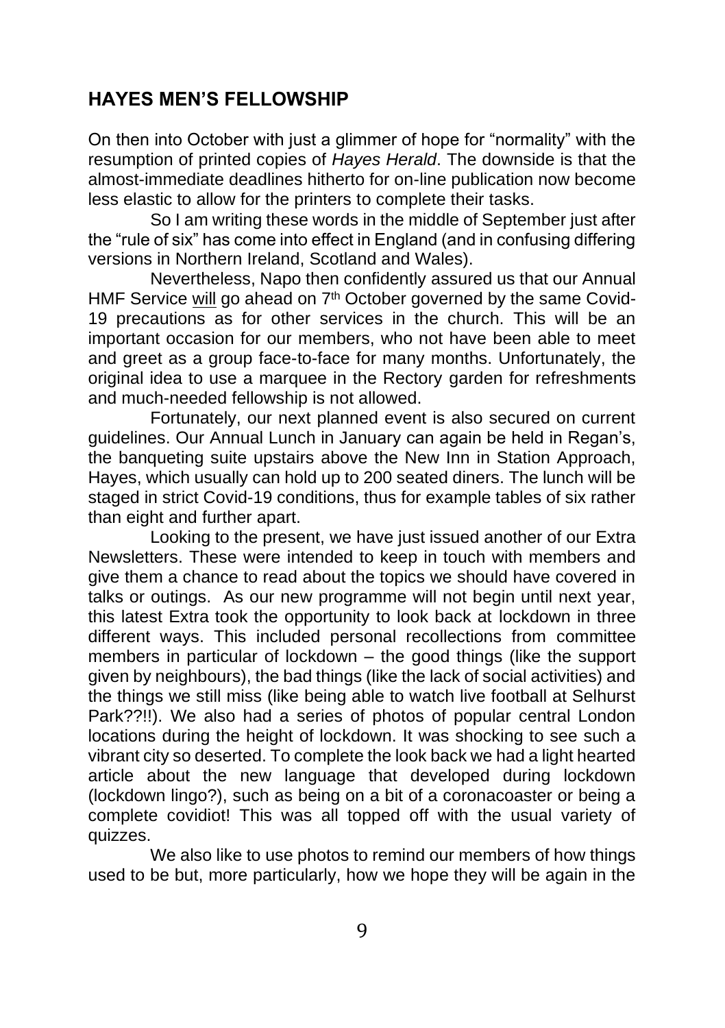## HAYES MEN'S FELLOWSHIP

On then into October with just a glimmer of hope for "normality" with the resumption of printed copies of *Hayes Herald*. The downside is that the almost-immediate deadlines hitherto for on-line publication now become less elastic to allow for the printers to complete their tasks.

So I am writing these words in the middle of September just after the "rule of six" has come into effect in England (and in confusing differing versions in Northern Ireland, Scotland and Wales).

Nevertheless, Napo then confidently assured us that our Annual HMF Service <u>will</u> go ahead on 7th October governed by the same Covid-19 precautions as for other services in the church. This will be an important occasion for our members, who not have been able to meet and greet as a group face-to-face for many months. Unfortunately, the original idea to use a marquee in the Rectory garden for refreshments and much-needed fellowship is not allowed.

Fortunately, our next planned event is also secured on current guidelines. Our Annual Lunch in January can again be held in Regan's, the banqueting suite upstairs above the New Inn in Station Approach, Hayes, which usually can hold up to 200 seated diners. The lunch will be staged in strict Covid-19 conditions, thus for example tables of six rather than eight and further apart.

Looking to the present, we have just issued another of our Extra Newsletters. These were intended to keep in touch with members and give them a chance to read about the topics we should have covered in talks or outings. As our new programme will not begin until next year, this latest Extra took the opportunity to look back at lockdown in three different ways. This included personal recollections from committee members in particular of lockdown – the good things (like the support given by neighbours), the bad things (like the lack of social activities) and the things we still miss (like being able to watch live football at Selhurst Park??!!). We also had a series of photos of popular central London locations during the height of lockdown. It was shocking to see such a vibrant city so deserted. To complete the look back we had a light hearted article about the new language that developed during lockdown (lockdown lingo?), such as being on a bit of a coronacoaster or being a complete covidiot! This was all topped off with the usual variety of quizzes.

We also like to use photos to remind our members of how things used to be but, more particularly, how we hope they will be again in the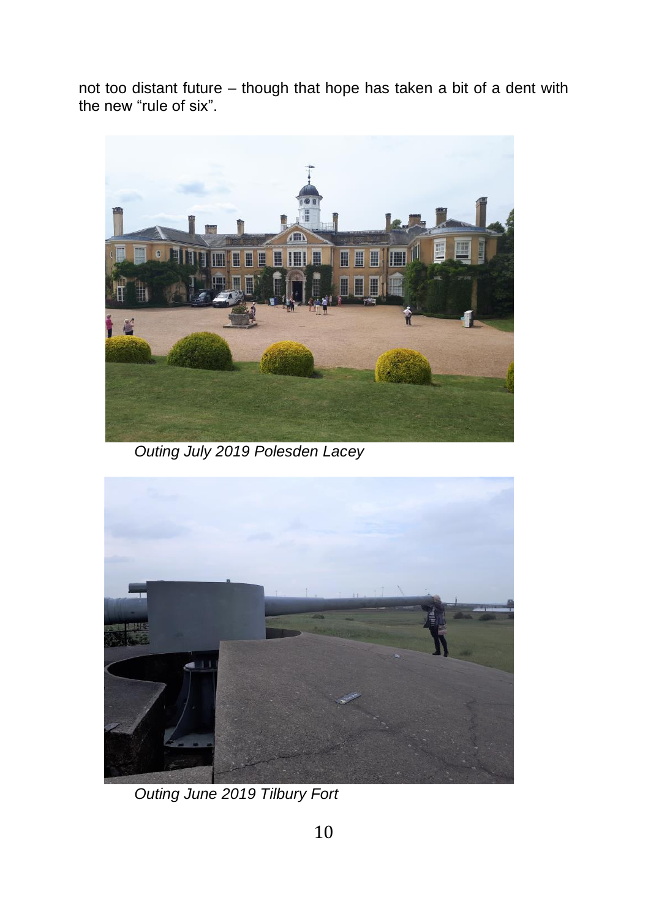not too distant future – though that hope has taken a bit of a dent with the new “rule of six”.

*Outing July 2019 Polesden Lacey*

*Outing June 2019 Tilbury Fort*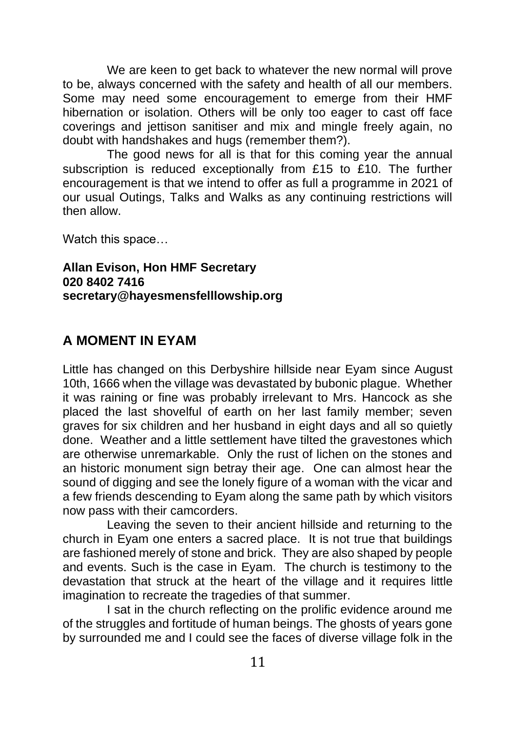We are keen to get back to whatever the new normal will prove to be, always concerned with the safety and health of all our members. Some may need some encouragement to emerge from their HMF hibernation or isolation. Others will be only too eager to cast off face coverings and jettison sanitiser and mix and mingle freely again, no doubt with handshakes and hugs (remember them?).

The good news for all is that for this coming year the annual subscription is reduced exceptionally from £15 to £10. The further encouragement is that we intend to offer as full a programme in 2021 of our usual Outings, Talks and Walks as any continuing restrictions will then allow.

Watch this space…

**Allan Evison, Hon HMF Secretary**
**020 8402 7416**
**secretary@hayesmensfelllowship.org**

## A MOMENT IN EYAM

Little has changed on this Derbyshire hillside near Eyam since August 10th, 1666 when the village was devastated by bubonic plague. Whether it was raining or fine was probably irrelevant to Mrs. Hancock as she placed the last shovelful of earth on her last family member; seven graves for six children and her husband in eight days and all so quietly done. Weather and a little settlement have tilted the gravestones which are otherwise unremarkable. Only the rust of lichen on the stones and an historic monument sign betray their age. One can almost hear the sound of digging and see the lonely figure of a woman with the vicar and a few friends descending to Eyam along the same path by which visitors now pass with their camcorders.

Leaving the seven to their ancient hillside and returning to the church in Eyam one enters a sacred place. It is not true that buildings are fashioned merely of stone and brick. They are also shaped by people and events. Such is the case in Eyam. The church is testimony to the devastation that struck at the heart of the village and it requires little imagination to recreate the tragedies of that summer.

I sat in the church reflecting on the prolific evidence around me of the struggles and fortitude of human beings. The ghosts of years gone by surrounded me and I could see the faces of diverse village folk in the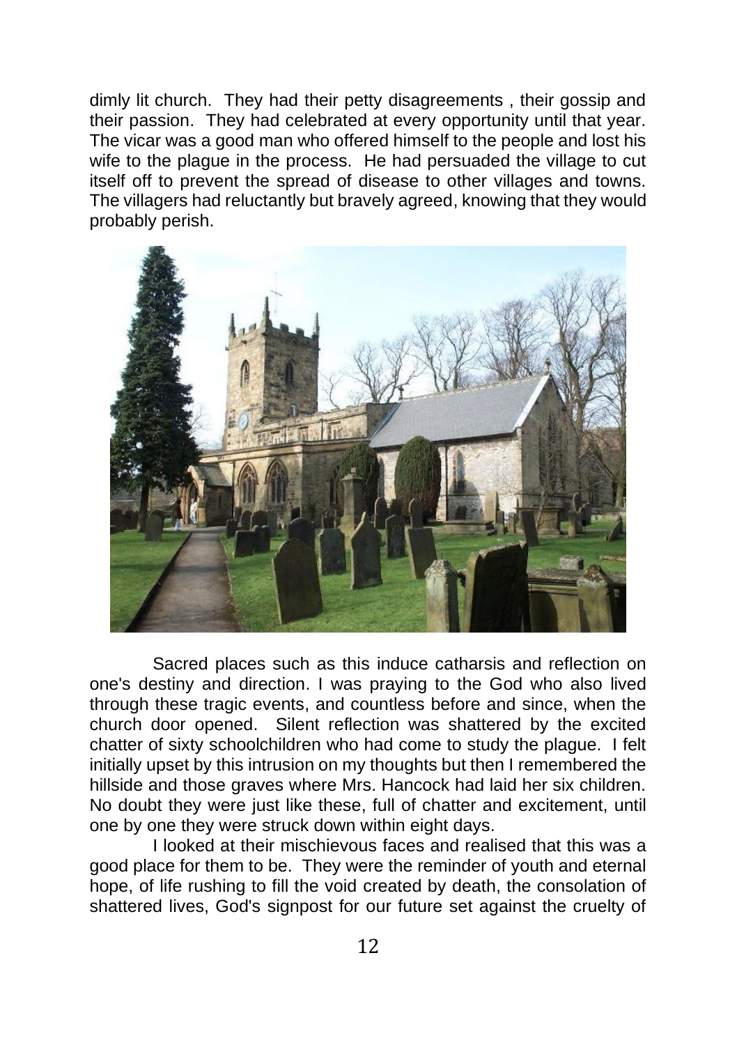dimly lit church. They had their petty disagreements , their gossip and their passion. They had celebrated at every opportunity until that year. The vicar was a good man who offered himself to the people and lost his wife to the plague in the process. He had persuaded the village to cut itself off to prevent the spread of disease to other villages and towns. The villagers had reluctantly but bravely agreed, knowing that they would probably perish.

Sacred places such as this induce catharsis and reflection on one's destiny and direction. I was praying to the God who also lived through these tragic events, and countless before and since, when the church door opened. Silent reflection was shattered by the excited chatter of sixty schoolchildren who had come to study the plague. I felt initially upset by this intrusion on my thoughts but then I remembered the hillside and those graves where Mrs. Hancock had laid her six children. No doubt they were just like these, full of chatter and excitement, until one by one they were struck down within eight days.

I looked at their mischievous faces and realised that this was a good place for them to be. They were the reminder of youth and eternal hope, of life rushing to fill the void created by death, the consolation of shattered lives, God's signpost for our future set against the cruelty of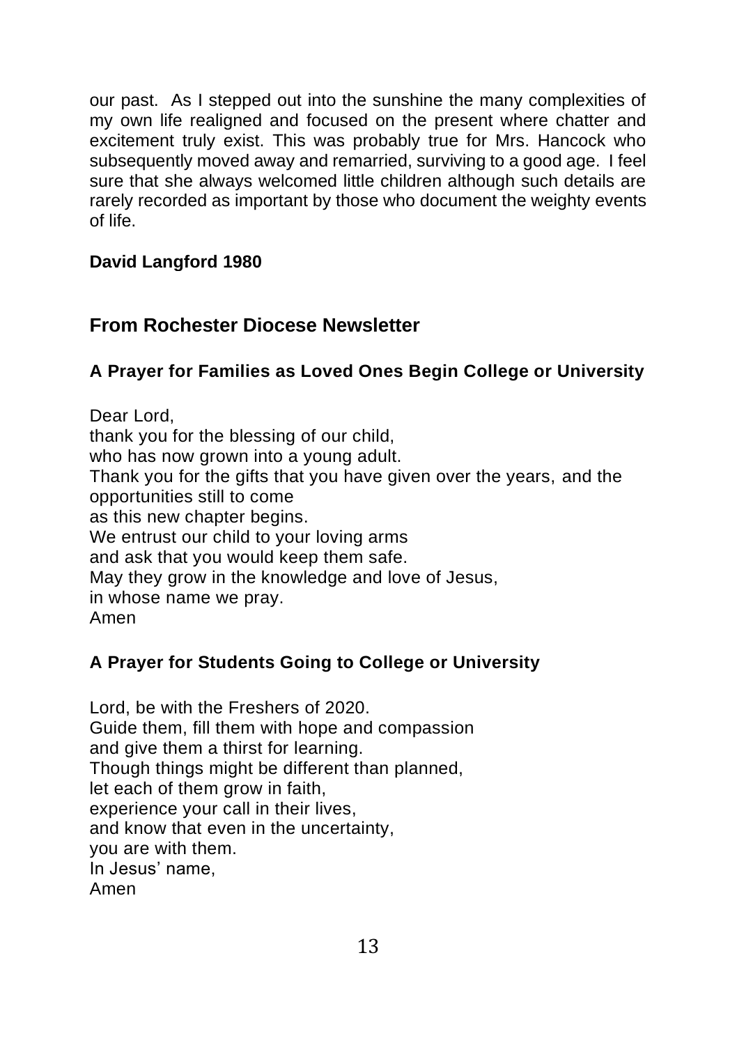our past. As I stepped out into the sunshine the many complexities of my own life realigned and focused on the present where chatter and excitement truly exist. This was probably true for Mrs. Hancock who subsequently moved away and remarried, surviving to a good age. I feel sure that she always welcomed little children although such details are rarely recorded as important by those who document the weighty events of life.

**David Langford 1980**

## From Rochester Diocese Newsletter

### A Prayer for Families as Loved Ones Begin College or University

Dear Lord,
thank you for the blessing of our child,
who has now grown into a young adult.
Thank you for the gifts that you have given over the years, and the opportunities still to come
as this new chapter begins.
We entrust our child to your loving arms
and ask that you would keep them safe.
May they grow in the knowledge and love of Jesus,
in whose name we pray.
Amen

### A Prayer for Students Going to College or University

Lord, be with the Freshers of 2020.
Guide them, fill them with hope and compassion
and give them a thirst for learning.
Though things might be different than planned,
let each of them grow in faith,
experience your call in their lives,
and know that even in the uncertainty,
you are with them.
In Jesus' name,
Amen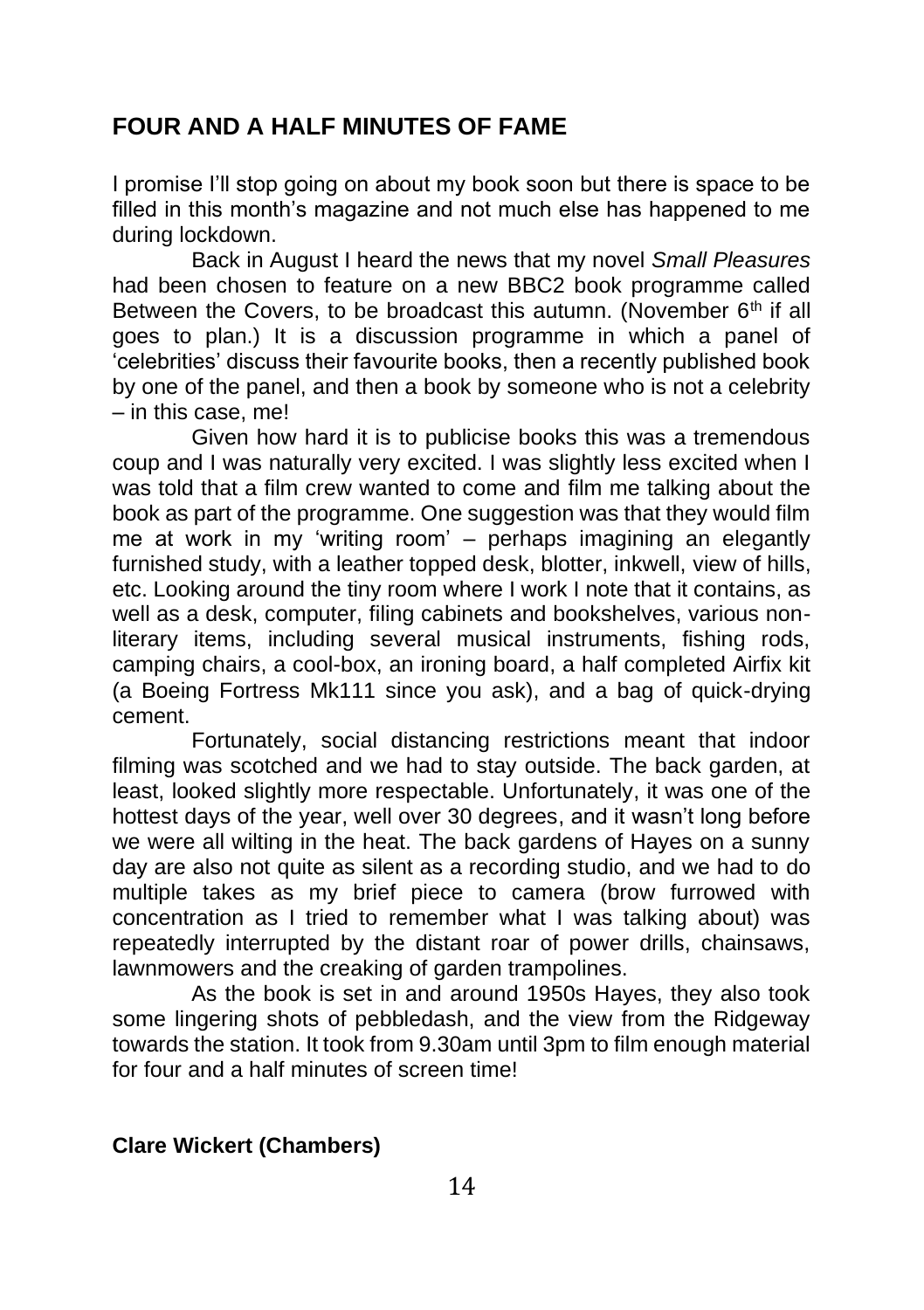## FOUR AND A HALF MINUTES OF FAME

I promise I'll stop going on about my book soon but there is space to be filled in this month's magazine and not much else has happened to me during lockdown.

Back in August I heard the news that my novel *Small Pleasures* had been chosen to feature on a new BBC2 book programme called Between the Covers, to be broadcast this autumn. (November 6th if all goes to plan.) It is a discussion programme in which a panel of 'celebrities' discuss their favourite books, then a recently published book by one of the panel, and then a book by someone who is not a celebrity – in this case, me!

Given how hard it is to publicise books this was a tremendous coup and I was naturally very excited. I was slightly less excited when I was told that a film crew wanted to come and film me talking about the book as part of the programme. One suggestion was that they would film me at work in my 'writing room' – perhaps imagining an elegantly furnished study, with a leather topped desk, blotter, inkwell, view of hills, etc. Looking around the tiny room where I work I note that it contains, as well as a desk, computer, filing cabinets and bookshelves, various non-literary items, including several musical instruments, fishing rods, camping chairs, a cool-box, an ironing board, a half completed Airfix kit (a Boeing Fortress Mk111 since you ask), and a bag of quick-drying cement.

Fortunately, social distancing restrictions meant that indoor filming was scotched and we had to stay outside. The back garden, at least, looked slightly more respectable. Unfortunately, it was one of the hottest days of the year, well over 30 degrees, and it wasn't long before we were all wilting in the heat. The back gardens of Hayes on a sunny day are also not quite as silent as a recording studio, and we had to do multiple takes as my brief piece to camera (brow furrowed with concentration as I tried to remember what I was talking about) was repeatedly interrupted by the distant roar of power drills, chainsaws, lawnmowers and the creaking of garden trampolines.

As the book is set in and around 1950s Hayes, they also took some lingering shots of pebbledash, and the view from the Ridgeway towards the station. It took from 9.30am until 3pm to film enough material for four and a half minutes of screen time!

**Clare Wickert (Chambers)**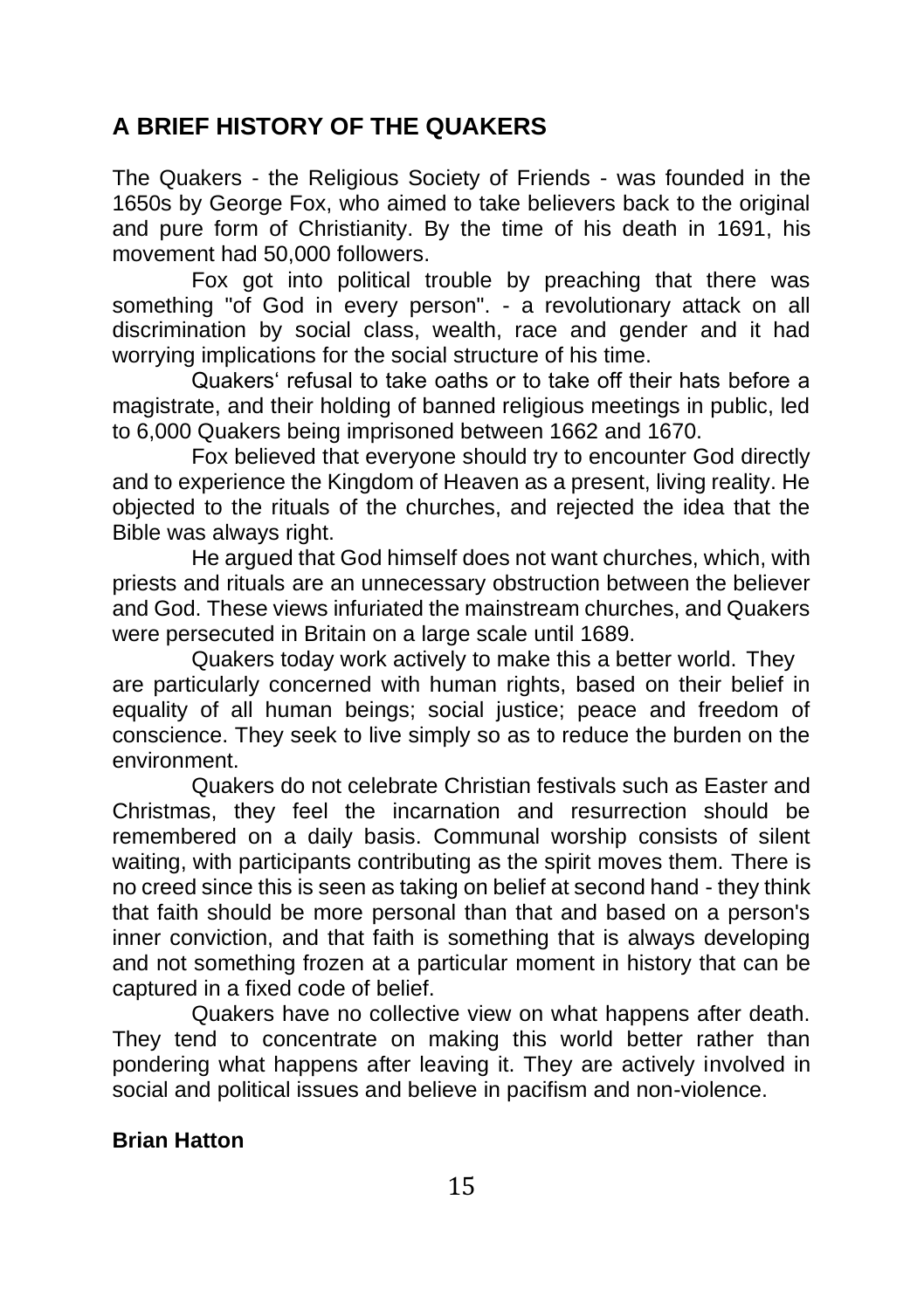## A BRIEF HISTORY OF THE QUAKERS

The Quakers - the Religious Society of Friends - was founded in the 1650s by George Fox, who aimed to take believers back to the original and pure form of Christianity. By the time of his death in 1691, his movement had 50,000 followers.

Fox got into political trouble by preaching that there was something "of God in every person". - a revolutionary attack on all discrimination by social class, wealth, race and gender and it had worrying implications for the social structure of his time.

Quakers' refusal to take oaths or to take off their hats before a magistrate, and their holding of banned religious meetings in public, led to 6,000 Quakers being imprisoned between 1662 and 1670.

Fox believed that everyone should try to encounter God directly and to experience the Kingdom of Heaven as a present, living reality. He objected to the rituals of the churches, and rejected the idea that the Bible was always right.

He argued that God himself does not want churches, which, with priests and rituals are an unnecessary obstruction between the believer and God. These views infuriated the mainstream churches, and Quakers were persecuted in Britain on a large scale until 1689.

Quakers today work actively to make this a better world. They are particularly concerned with human rights, based on their belief in equality of all human beings; social justice; peace and freedom of conscience. They seek to live simply so as to reduce the burden on the environment.

Quakers do not celebrate Christian festivals such as Easter and Christmas, they feel the incarnation and resurrection should be remembered on a daily basis. Communal worship consists of silent waiting, with participants contributing as the spirit moves them. There is no creed since this is seen as taking on belief at second hand - they think that faith should be more personal than that and based on a person's inner conviction, and that faith is something that is always developing and not something frozen at a particular moment in history that can be captured in a fixed code of belief.

Quakers have no collective view on what happens after death. They tend to concentrate on making this world better rather than pondering what happens after leaving it. They are actively involved in social and political issues and believe in pacifism and non-violence.

**Brian Hatton**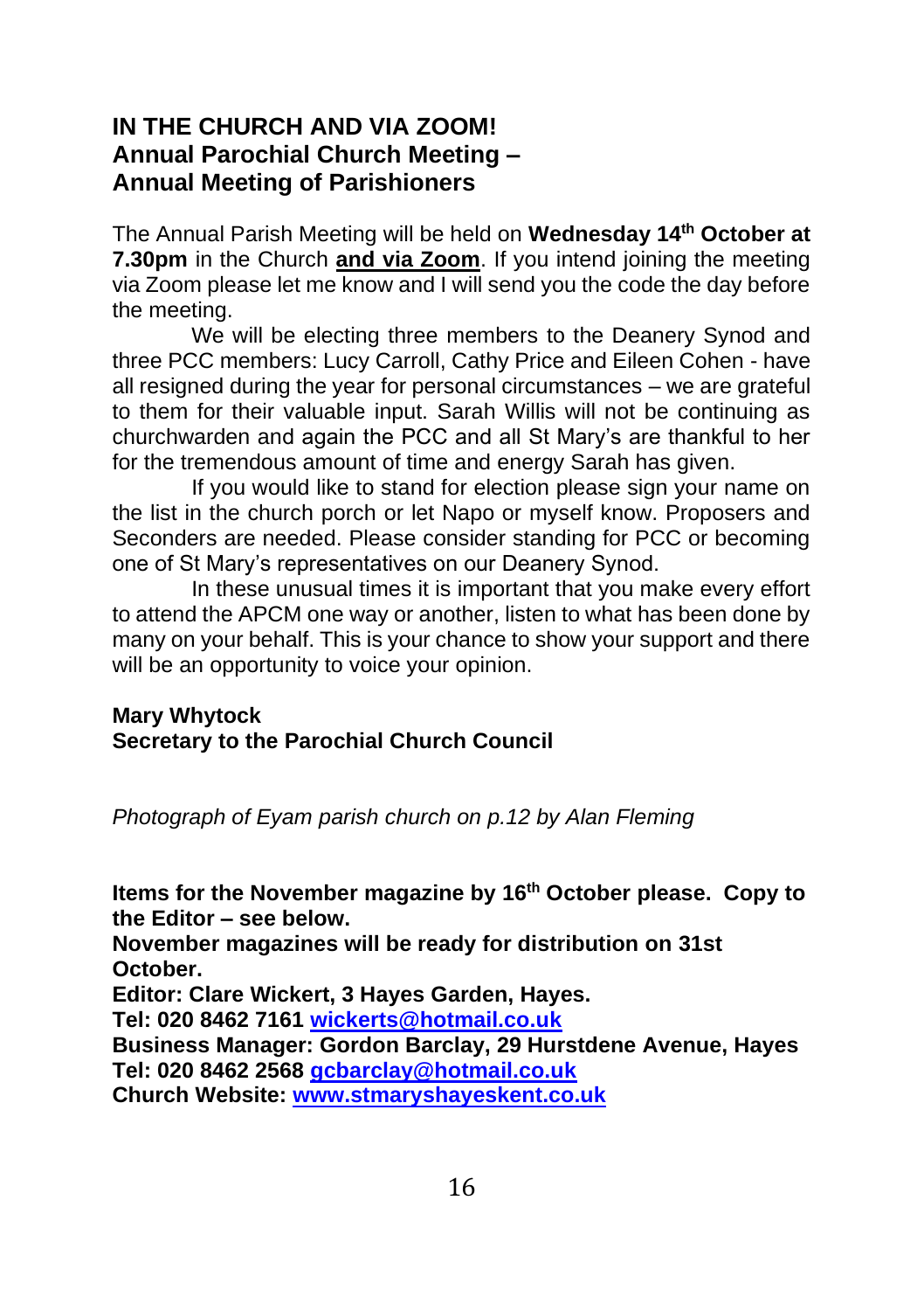## IN THE CHURCH AND VIA ZOOM!
## Annual Parochial Church Meeting – Annual Meeting of Parishioners

The Annual Parish Meeting will be held on **Wednesday 14th October at 7.30pm** in the Church **and via Zoom**. If you intend joining the meeting via Zoom please let me know and I will send you the code the day before the meeting.

We will be electing three members to the Deanery Synod and three PCC members: Lucy Carroll, Cathy Price and Eileen Cohen - have all resigned during the year for personal circumstances – we are grateful to them for their valuable input. Sarah Willis will not be continuing as churchwarden and again the PCC and all St Mary's are thankful to her for the tremendous amount of time and energy Sarah has given.

If you would like to stand for election please sign your name on the list in the church porch or let Napo or myself know. Proposers and Seconders are needed. Please consider standing for PCC or becoming one of St Mary's representatives on our Deanery Synod.

In these unusual times it is important that you make every effort to attend the APCM one way or another, listen to what has been done by many on your behalf. This is your chance to show your support and there will be an opportunity to voice your opinion.

**Mary Whytock**
**Secretary to the Parochial Church Council**

*Photograph of Eyam parish church on p.12 by Alan Fleming*

**Items for the November magazine by 16th October please. Copy to the Editor – see below.**
**November magazines will be ready for distribution on 31st October.**
**Editor: Clare Wickert, 3 Hayes Garden, Hayes.**
**Tel: 020 8462 7161 wickerts@hotmail.co.uk**
**Business Manager: Gordon Barclay, 29 Hurstdene Avenue, Hayes**
**Tel: 020 8462 2568 gcbarclay@hotmail.co.uk**
**Church Website: www.stmaryshayeskent.co.uk**